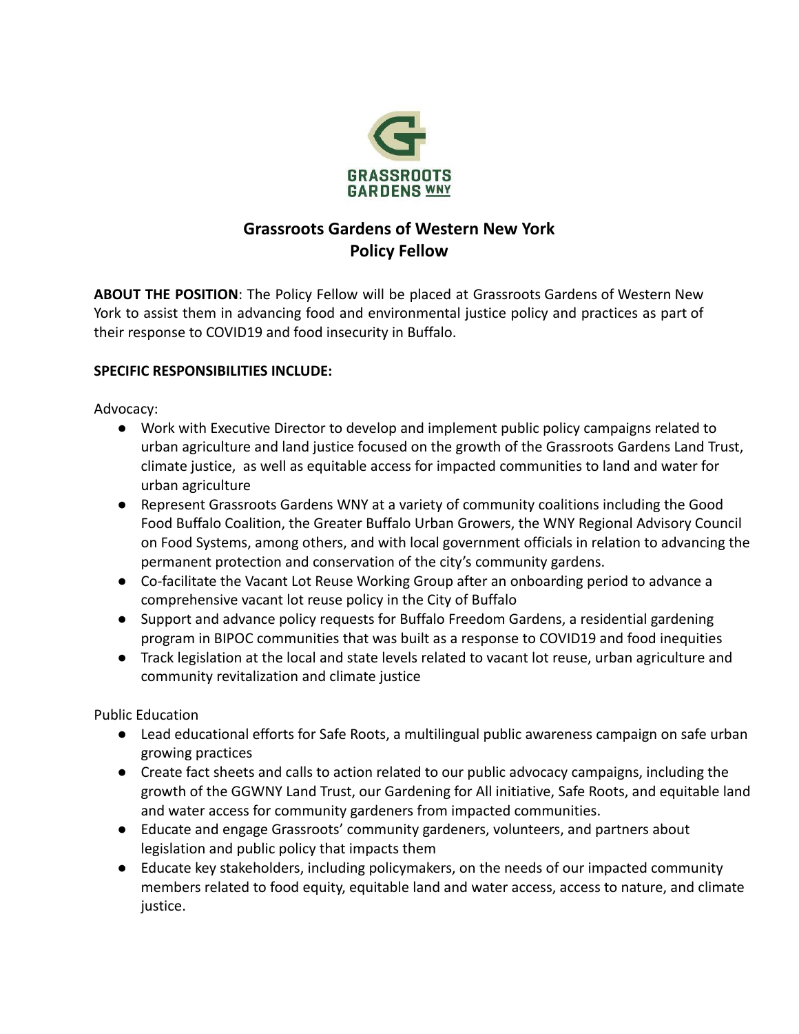# Grassroots Gardens of Western New York
## Policy Fellow

**ABOUT THE POSITION**: The Policy Fellow will be placed at Grassroots Gardens of Western New York to assist them in advancing food and environmental justice policy and practices as part of their response to COVID19 and food insecurity in Buffalo.

**SPECIFIC RESPONSIBILITIES INCLUDE:**

Advocacy:

- Work with Executive Director to develop and implement public policy campaigns related to urban agriculture and land justice focused on the growth of the Grassroots Gardens Land Trust, climate justice, as well as equitable access for impacted communities to land and water for urban agriculture
- Represent Grassroots Gardens WNY at a variety of community coalitions including the Good Food Buffalo Coalition, the Greater Buffalo Urban Growers, the WNY Regional Advisory Council on Food Systems, among others, and with local government officials in relation to advancing the permanent protection and conservation of the city's community gardens.
- Co-facilitate the Vacant Lot Reuse Working Group after an onboarding period to advance a comprehensive vacant lot reuse policy in the City of Buffalo
- Support and advance policy requests for Buffalo Freedom Gardens, a residential gardening program in BIPOC communities that was built as a response to COVID19 and food inequities
- Track legislation at the local and state levels related to vacant lot reuse, urban agriculture and community revitalization and climate justice

Public Education

- Lead educational efforts for Safe Roots, a multilingual public awareness campaign on safe urban growing practices
- Create fact sheets and calls to action related to our public advocacy campaigns, including the growth of the GGWNY Land Trust, our Gardening for All initiative, Safe Roots, and equitable land and water access for community gardeners from impacted communities.
- Educate and engage Grassroots' community gardeners, volunteers, and partners about legislation and public policy that impacts them
- Educate key stakeholders, including policymakers, on the needs of our impacted community members related to food equity, equitable land and water access, access to nature, and climate justice.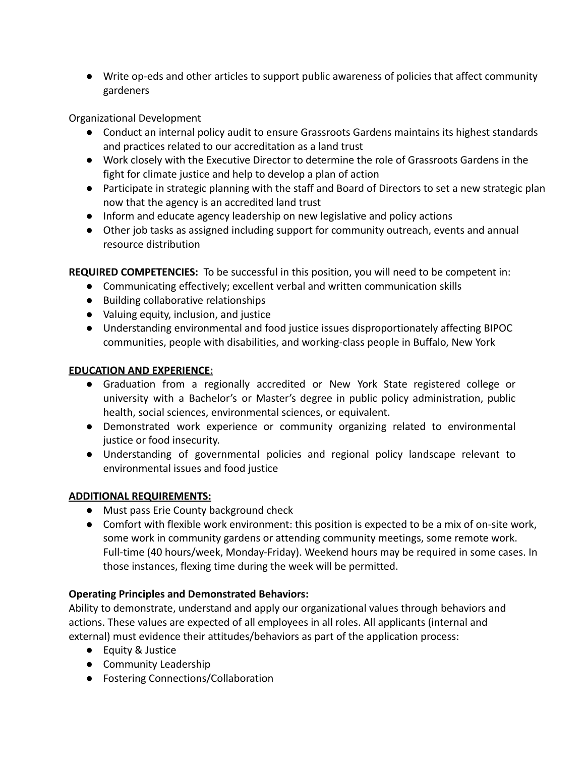- Write op-eds and other articles to support public awareness of policies that affect community gardeners

Organizational Development

- Conduct an internal policy audit to ensure Grassroots Gardens maintains its highest standards and practices related to our accreditation as a land trust
- Work closely with the Executive Director to determine the role of Grassroots Gardens in the fight for climate justice and help to develop a plan of action
- Participate in strategic planning with the staff and Board of Directors to set a new strategic plan now that the agency is an accredited land trust
- Inform and educate agency leadership on new legislative and policy actions
- Other job tasks as assigned including support for community outreach, events and annual resource distribution

**REQUIRED COMPETENCIES:** To be successful in this position, you will need to be competent in:

- Communicating effectively; excellent verbal and written communication skills
- Building collaborative relationships
- Valuing equity, inclusion, and justice
- Understanding environmental and food justice issues disproportionately affecting BIPOC communities, people with disabilities, and working-class people in Buffalo, New York

**<u>EDUCATION AND EXPERIENCE:</u>**

- Graduation from a regionally accredited or New York State registered college or university with a Bachelor's or Master's degree in public policy administration, public health, social sciences, environmental sciences, or equivalent.
- Demonstrated work experience or community organizing related to environmental justice or food insecurity.
- Understanding of governmental policies and regional policy landscape relevant to environmental issues and food justice

**<u>ADDITIONAL REQUIREMENTS:</u>**

- Must pass Erie County background check
- Comfort with flexible work environment: this position is expected to be a mix of on-site work, some work in community gardens or attending community meetings, some remote work. Full-time (40 hours/week, Monday-Friday). Weekend hours may be required in some cases. In those instances, flexing time during the week will be permitted.

**Operating Principles and Demonstrated Behaviors:**

Ability to demonstrate, understand and apply our organizational values through behaviors and actions. These values are expected of all employees in all roles. All applicants (internal and external) must evidence their attitudes/behaviors as part of the application process:

- Equity & Justice
- Community Leadership
- Fostering Connections/Collaboration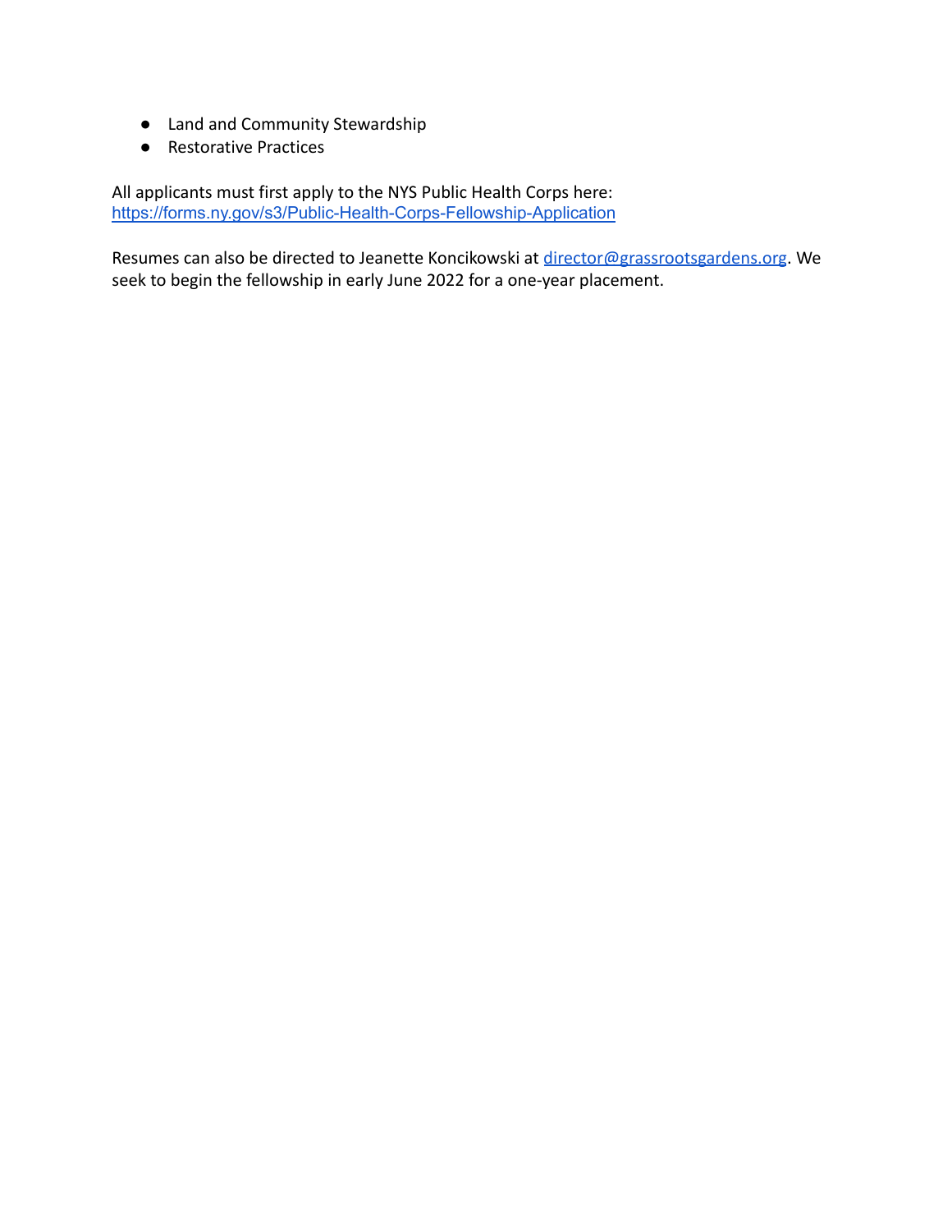- Land and Community Stewardship
- Restorative Practices

All applicants must first apply to the NYS Public Health Corps here:
https://forms.ny.gov/s3/Public-Health-Corps-Fellowship-Application

Resumes can also be directed to Jeanette Koncikowski at director@grassrootsgardens.org. We seek to begin the fellowship in early June 2022 for a one-year placement.